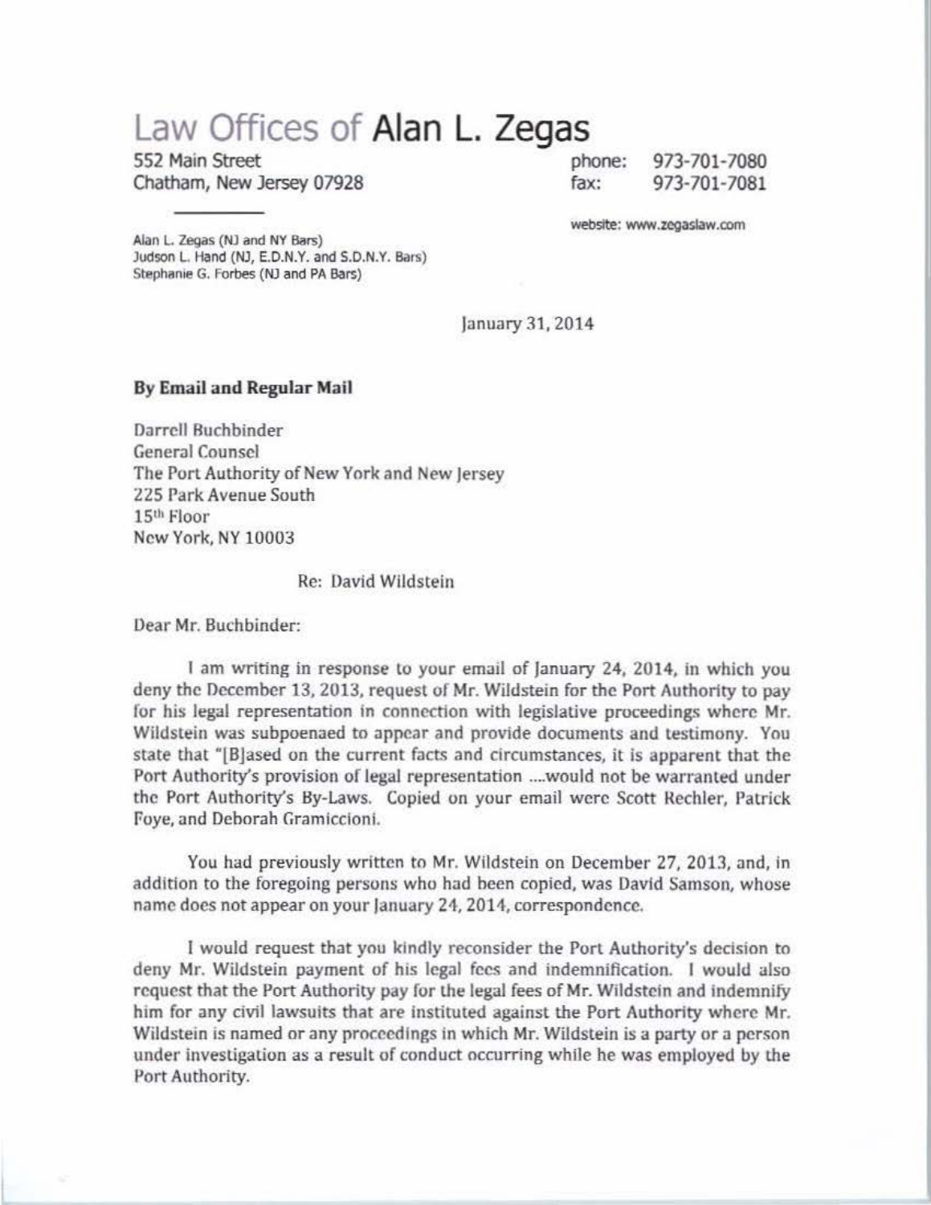# Law Offices of Alan L. Zegas

552 Main Street
Chatham, New Jersey 07928

phone: 973-701-7080
fax: 973-701-7081

website: www.zegaslaw.com

Alan L. Zegas (NJ and NY Bars)
Judson L. Hand (NJ, E.D.N.Y. and S.D.N.Y. Bars)
Stephanie G. Forbes (NJ and PA Bars)

January 31, 2014

**By Email and Regular Mail**

Darrell Buchbinder
General Counsel
The Port Authority of New York and New Jersey
225 Park Avenue South
15th Floor
New York, NY 10003

Re: David Wildstein

Dear Mr. Buchbinder:

I am writing in response to your email of January 24, 2014, in which you deny the December 13, 2013, request of Mr. Wildstein for the Port Authority to pay for his legal representation in connection with legislative proceedings where Mr. Wildstein was subpoenaed to appear and provide documents and testimony. You state that "[B]ased on the current facts and circumstances, it is apparent that the Port Authority's provision of legal representation ....would not be warranted under the Port Authority's By-Laws. Copied on your email were Scott Rechler, Patrick Foye, and Deborah Gramiccioni.

You had previously written to Mr. Wildstein on December 27, 2013, and, in addition to the foregoing persons who had been copied, was David Samson, whose name does not appear on your January 24, 2014, correspondence.

I would request that you kindly reconsider the Port Authority's decision to deny Mr. Wildstein payment of his legal fees and indemnification. I would also request that the Port Authority pay for the legal fees of Mr. Wildstein and indemnify him for any civil lawsuits that are instituted against the Port Authority where Mr. Wildstein is named or any proceedings in which Mr. Wildstein is a party or a person under investigation as a result of conduct occurring while he was employed by the Port Authority.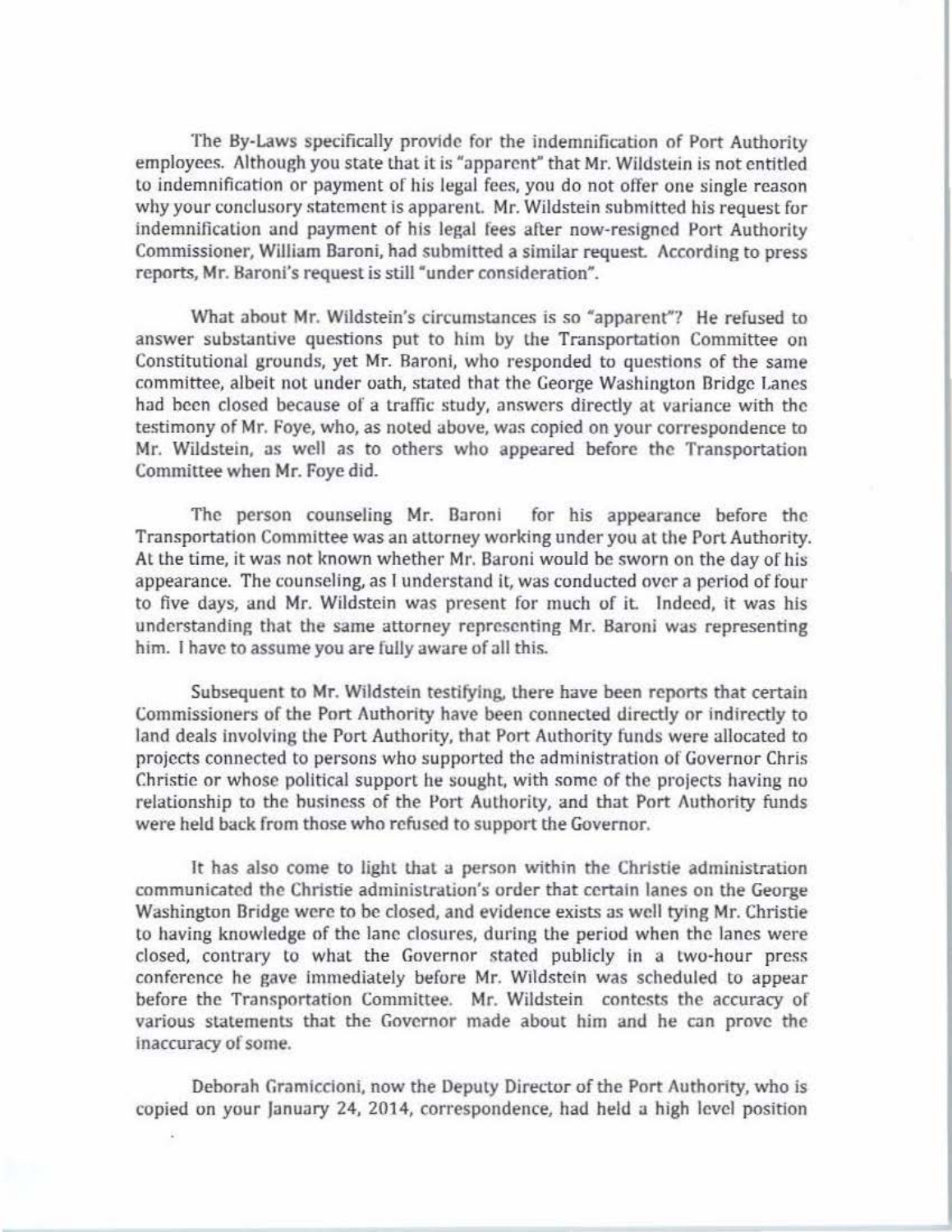The By-Laws specifically provide for the indemnification of Port Authority employees. Although you state that it is "apparent" that Mr. Wildstein is not entitled to indemnification or payment of his legal fees, you do not offer one single reason why your conclusory statement is apparent. Mr. Wildstein submitted his request for indemnification and payment of his legal fees after now-resigned Port Authority Commissioner, William Baroni, had submitted a similar request. According to press reports, Mr. Baroni's request is still "under consideration".

What about Mr. Wildstein's circumstances is so "apparent"? He refused to answer substantive questions put to him by the Transportation Committee on Constitutional grounds, yet Mr. Baroni, who responded to questions of the same committee, albeit not under oath, stated that the George Washington Bridge Lanes had been closed because of a traffic study, answers directly at variance with the testimony of Mr. Foye, who, as noted above, was copied on your correspondence to Mr. Wildstein, as well as to others who appeared before the Transportation Committee when Mr. Foye did.

The person counseling Mr. Baroni for his appearance before the Transportation Committee was an attorney working under you at the Port Authority. At the time, it was not known whether Mr. Baroni would be sworn on the day of his appearance. The counseling, as I understand it, was conducted over a period of four to five days, and Mr. Wildstein was present for much of it. Indeed, it was his understanding that the same attorney representing Mr. Baroni was representing him. I have to assume you are fully aware of all this.

Subsequent to Mr. Wildstein testifying, there have been reports that certain Commissioners of the Port Authority have been connected directly or indirectly to land deals involving the Port Authority, that Port Authority funds were allocated to projects connected to persons who supported the administration of Governor Chris Christie or whose political support he sought, with some of the projects having no relationship to the business of the Port Authority, and that Port Authority funds were held back from those who refused to support the Governor.

It has also come to light that a person within the Christie administration communicated the Christie administration's order that certain lanes on the George Washington Bridge were to be closed, and evidence exists as well tying Mr. Christie to having knowledge of the lane closures, during the period when the lanes were closed, contrary to what the Governor stated publicly in a two-hour press conference he gave immediately before Mr. Wildstein was scheduled to appear before the Transportation Committee. Mr. Wildstein contests the accuracy of various statements that the Governor made about him and he can prove the inaccuracy of some.

Deborah Gramiccioni, now the Deputy Director of the Port Authority, who is copied on your January 24, 2014, correspondence, had held a high level position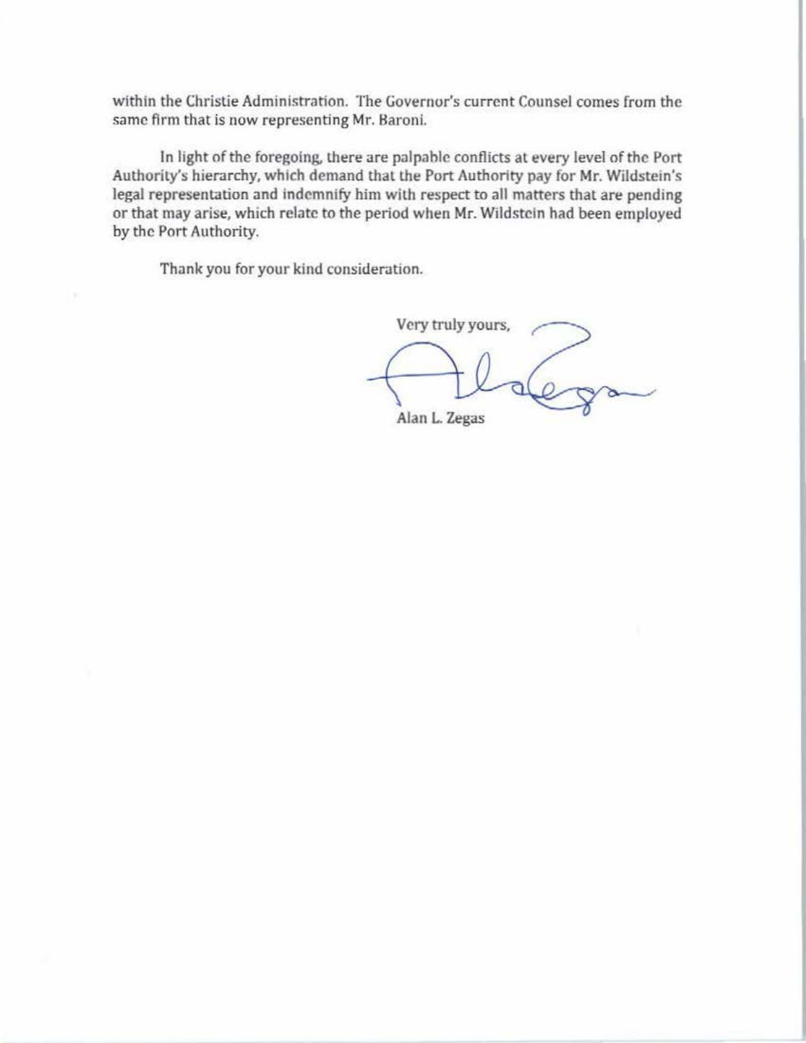within the Christie Administration. The Governor's current Counsel comes from the same firm that is now representing Mr. Baroni.

In light of the foregoing, there are palpable conflicts at every level of the Port Authority's hierarchy, which demand that the Port Authority pay for Mr. Wildstein's legal representation and indemnify him with respect to all matters that are pending or that may arise, which relate to the period when Mr. Wildstein had been employed by the Port Authority.

Thank you for your kind consideration.

Very truly yours,

Alan L. Zegas